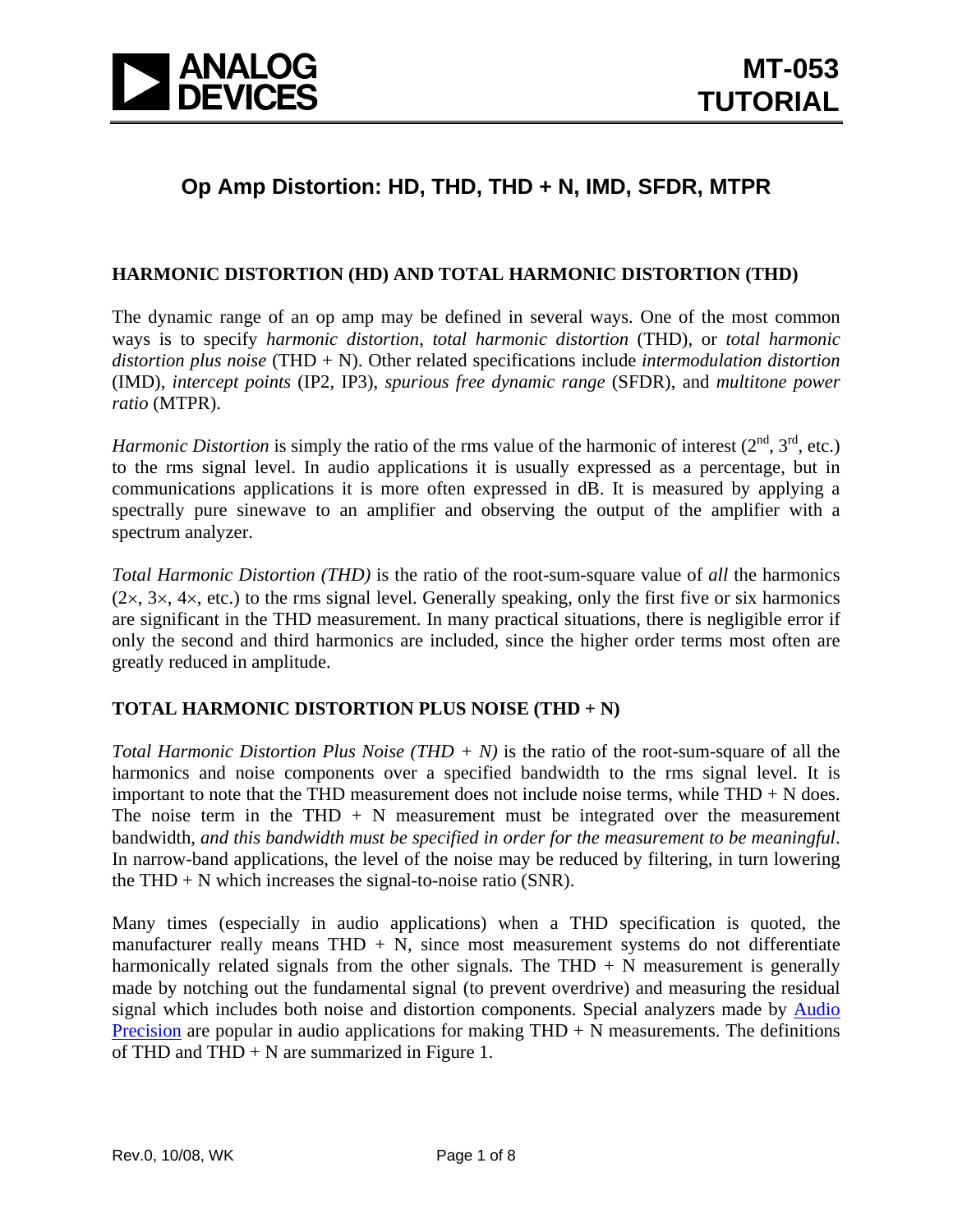**ANALOG DEVICES**

# MT-053 TUTORIAL

## Op Amp Distortion: HD, THD, THD + N, IMD, SFDR, MTPR

### HARMONIC DISTORTION (HD) AND TOTAL HARMONIC DISTORTION (THD)

The dynamic range of an op amp may be defined in several ways. One of the most common ways is to specify *harmonic distortion*, *total harmonic distortion* (THD), or *total harmonic distortion plus noise* (THD + N). Other related specifications include *intermodulation distortion* (IMD), *intercept points* (IP2, IP3), *spurious free dynamic range* (SFDR), and *multitone power ratio* (MTPR).

*Harmonic Distortion* is simply the ratio of the rms value of the harmonic of interest ($2^{nd}$, $3^{rd}$, etc.) to the rms signal level. In audio applications it is usually expressed as a percentage, but in communications applications it is more often expressed in dB. It is measured by applying a spectrally pure sinewave to an amplifier and observing the output of the amplifier with a spectrum analyzer.

*Total Harmonic Distortion (THD)* is the ratio of the root-sum-square value of *all* the harmonics (2×, 3×, 4×, etc.) to the rms signal level. Generally speaking, only the first five or six harmonics are significant in the THD measurement. In many practical situations, there is negligible error if only the second and third harmonics are included, since the higher order terms most often are greatly reduced in amplitude.

### TOTAL HARMONIC DISTORTION PLUS NOISE (THD + N)

*Total Harmonic Distortion Plus Noise (THD + N)* is the ratio of the root-sum-square of all the harmonics and noise components over a specified bandwidth to the rms signal level. It is important to note that the THD measurement does not include noise terms, while THD + N does. The noise term in the THD + N measurement must be integrated over the measurement bandwidth, *and this bandwidth must be specified in order for the measurement to be meaningful*. In narrow-band applications, the level of the noise may be reduced by filtering, in turn lowering the THD + N which increases the signal-to-noise ratio (SNR).

Many times (especially in audio applications) when a THD specification is quoted, the manufacturer really means THD + N, since most measurement systems do not differentiate harmonically related signals from the other signals. The THD + N measurement is generally made by notching out the fundamental signal (to prevent overdrive) and measuring the residual signal which includes both noise and distortion components. Special analyzers made by Audio Precision are popular in audio applications for making THD + N measurements. The definitions of THD and THD + N are summarized in Figure 1.

Rev.0, 10/08, WK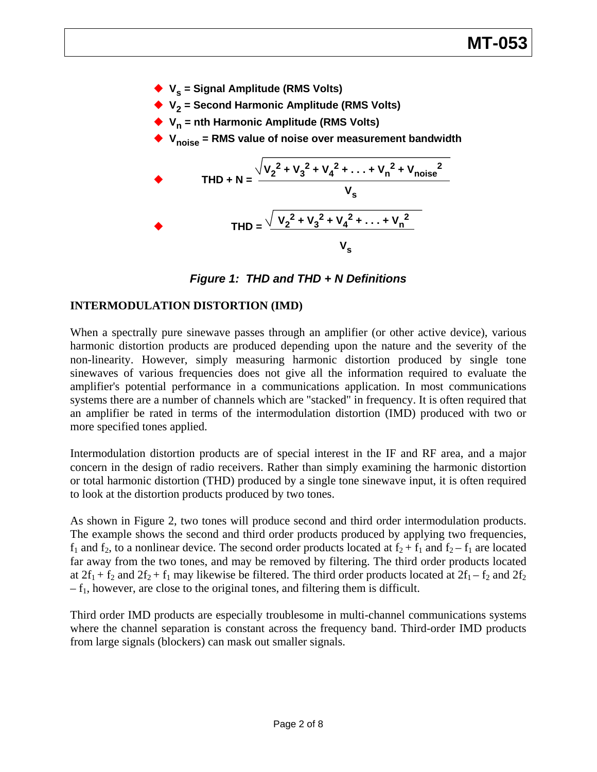- $V_s$ = Signal Amplitude (RMS Volts)
- $V_2$ = Second Harmonic Amplitude (RMS Volts)
- $V_n$ = nth Harmonic Amplitude (RMS Volts)
- $V_{noise}$ = RMS value of noise over measurement bandwidth
- $$\text{THD + N} = \frac{\sqrt{V_2^2 + V_3^2 + V_4^2 + \ldots + V_n^2 + V_{noise}^2}}{V_s}$$
- $$\text{THD} = \frac{\sqrt{V_2^2 + V_3^2 + V_4^2 + \ldots + V_n^2}}{V_s}$$

***Figure 1: THD and THD + N Definitions***

## INTERMODULATION DISTORTION (IMD)

When a spectrally pure sinewave passes through an amplifier (or other active device), various harmonic distortion products are produced depending upon the nature and the severity of the non-linearity. However, simply measuring harmonic distortion produced by single tone sinewaves of various frequencies does not give all the information required to evaluate the amplifier's potential performance in a communications application. In most communications systems there are a number of channels which are "stacked" in frequency. It is often required that an amplifier be rated in terms of the intermodulation distortion (IMD) produced with two or more specified tones applied.

Intermodulation distortion products are of special interest in the IF and RF area, and a major concern in the design of radio receivers. Rather than simply examining the harmonic distortion or total harmonic distortion (THD) produced by a single tone sinewave input, it is often required to look at the distortion products produced by two tones.

As shown in Figure 2, two tones will produce second and third order intermodulation products. The example shows the second and third order products produced by applying two frequencies, $f_1$ and $f_2$, to a nonlinear device. The second order products located at $f_2 + f_1$ and $f_2 – f_1$ are located far away from the two tones, and may be removed by filtering. The third order products located at $2f_1 + f_2$ and $2f_2 + f_1$ may likewise be filtered. The third order products located at $2f_1 – f_2$ and $2f_2 – f_1$, however, are close to the original tones, and filtering them is difficult.

Third order IMD products are especially troublesome in multi-channel communications systems where the channel separation is constant across the frequency band. Third-order IMD products from large signals (blockers) can mask out smaller signals.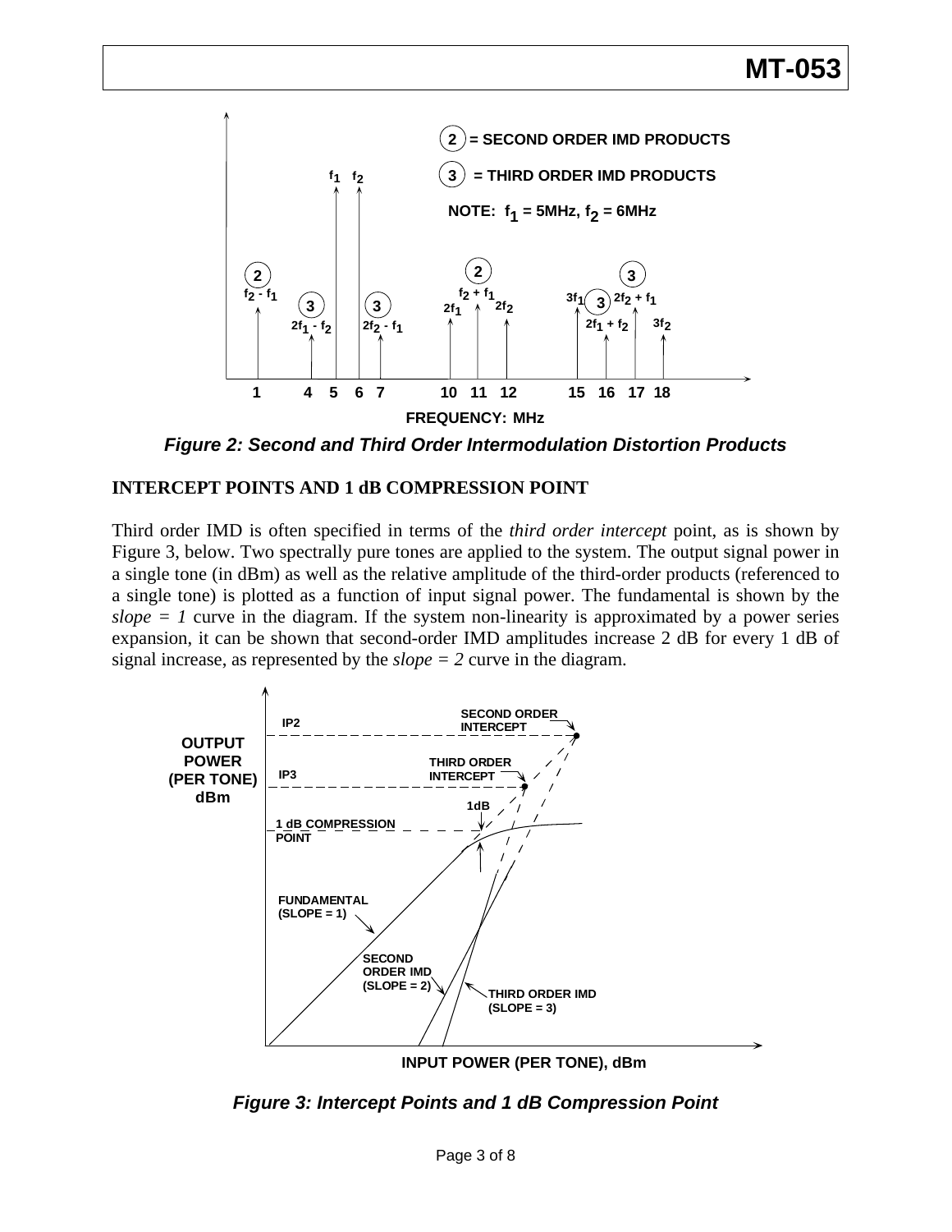*Figure 2: Second and Third Order Intermodulation Distortion Products*

## INTERCEPT POINTS AND 1 dB COMPRESSION POINT

Third order IMD is often specified in terms of the *third order intercept* point, as is shown by Figure 3, below. Two spectrally pure tones are applied to the system. The output signal power in a single tone (in dBm) as well as the relative amplitude of the third-order products (referenced to a single tone) is plotted as a function of input signal power. The fundamental is shown by the *slope = 1* curve in the diagram. If the system non-linearity is approximated by a power series expansion, it can be shown that second-order IMD amplitudes increase 2 dB for every 1 dB of signal increase, as represented by the *slope = 2* curve in the diagram.

*Figure 3: Intercept Points and 1 dB Compression Point*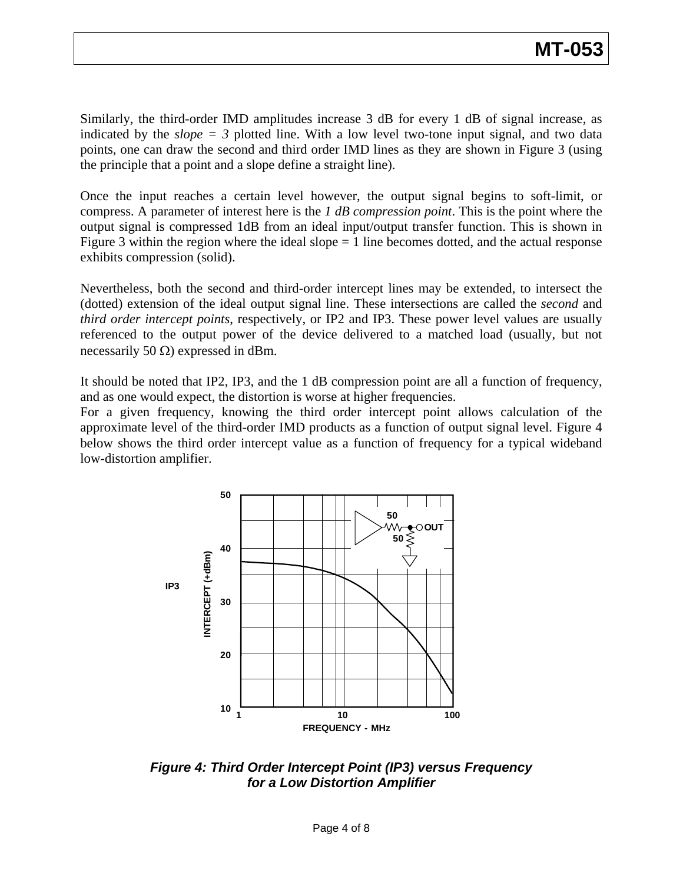Similarly, the third-order IMD amplitudes increase 3 dB for every 1 dB of signal increase, as indicated by the *slope = 3* plotted line. With a low level two-tone input signal, and two data points, one can draw the second and third order IMD lines as they are shown in Figure 3 (using the principle that a point and a slope define a straight line).

Once the input reaches a certain level however, the output signal begins to soft-limit, or compress. A parameter of interest here is the *1 dB compression point*. This is the point where the output signal is compressed 1dB from an ideal input/output transfer function. This is shown in Figure 3 within the region where the ideal slope = 1 line becomes dotted, and the actual response exhibits compression (solid).

Nevertheless, both the second and third-order intercept lines may be extended, to intersect the (dotted) extension of the ideal output signal line. These intersections are called the *second* and *third order intercept points*, respectively, or IP2 and IP3. These power level values are usually referenced to the output power of the device delivered to a matched load (usually, but not necessarily 50 Ω) expressed in dBm.

It should be noted that IP2, IP3, and the 1 dB compression point are all a function of frequency, and as one would expect, the distortion is worse at higher frequencies.

For a given frequency, knowing the third order intercept point allows calculation of the approximate level of the third-order IMD products as a function of output signal level. Figure 4 below shows the third order intercept value as a function of frequency for a typical wideband low-distortion amplifier.

***Figure 4: Third Order Intercept Point (IP3) versus Frequency for a Low Distortion Amplifier***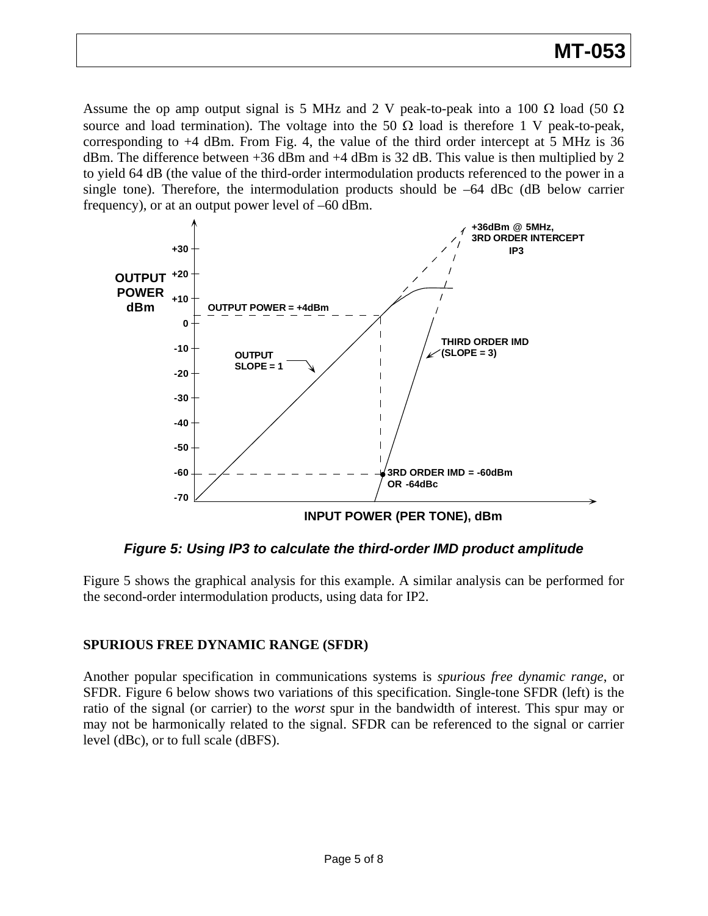Assume the op amp output signal is 5 MHz and 2 V peak-to-peak into a 100 Ω load (50 Ω source and load termination). The voltage into the 50 Ω load is therefore 1 V peak-to-peak, corresponding to +4 dBm. From Fig. 4, the value of the third order intercept at 5 MHz is 36 dBm. The difference between +36 dBm and +4 dBm is 32 dB. This value is then multiplied by 2 to yield 64 dB (the value of the third-order intermodulation products referenced to the power in a single tone). Therefore, the intermodulation products should be –64 dBc (dB below carrier frequency), or at an output power level of –60 dBm.

***Figure 5: Using IP3 to calculate the third-order IMD product amplitude***

Figure 5 shows the graphical analysis for this example. A similar analysis can be performed for the second-order intermodulation products, using data for IP2.

## SPURIOUS FREE DYNAMIC RANGE (SFDR)

Another popular specification in communications systems is *spurious free dynamic range*, or SFDR. Figure 6 below shows two variations of this specification. Single-tone SFDR (left) is the ratio of the signal (or carrier) to the *worst* spur in the bandwidth of interest. This spur may or may not be harmonically related to the signal. SFDR can be referenced to the signal or carrier level (dBc), or to full scale (dBFS).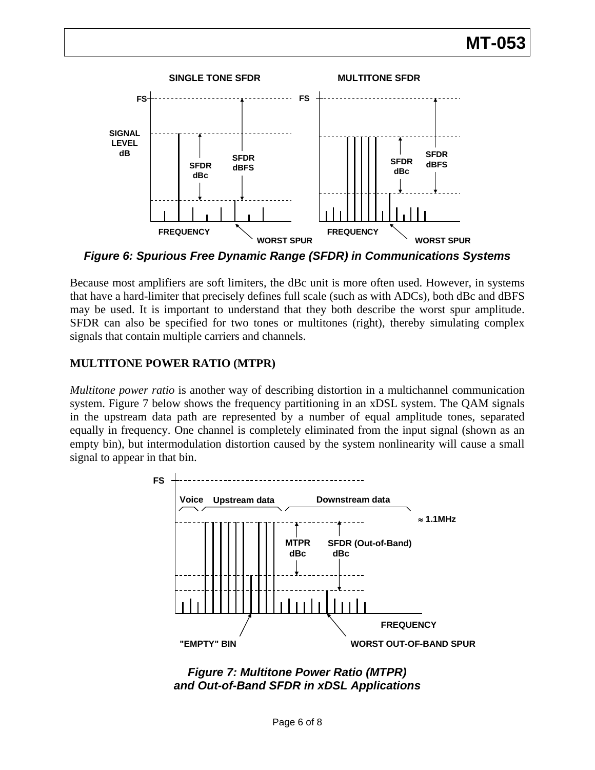*Figure 6: Spurious Free Dynamic Range (SFDR) in Communications Systems*

Because most amplifiers are soft limiters, the dBc unit is more often used. However, in systems that have a hard-limiter that precisely defines full scale (such as with ADCs), both dBc and dBFS may be used. It is important to understand that they both describe the worst spur amplitude. SFDR can also be specified for two tones or multitones (right), thereby simulating complex signals that contain multiple carriers and channels.

## MULTITONE POWER RATIO (MTPR)

*Multitone power ratio* is another way of describing distortion in a multichannel communication system. Figure 7 below shows the frequency partitioning in an xDSL system. The QAM signals in the upstream data path are represented by a number of equal amplitude tones, separated equally in frequency. One channel is completely eliminated from the input signal (shown as an empty bin), but intermodulation distortion caused by the system nonlinearity will cause a small signal to appear in that bin.

*Figure 7: Multitone Power Ratio (MTPR) and Out-of-Band SFDR in xDSL Applications*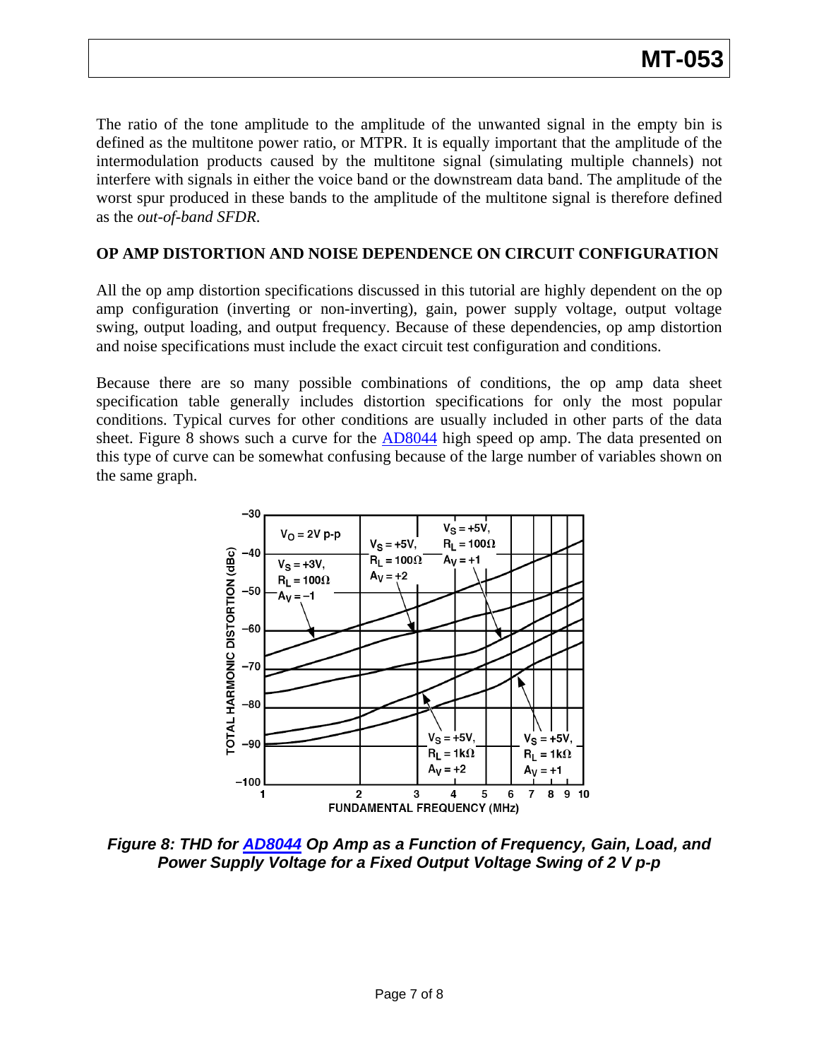The ratio of the tone amplitude to the amplitude of the unwanted signal in the empty bin is defined as the multitone power ratio, or MTPR. It is equally important that the amplitude of the intermodulation products caused by the multitone signal (simulating multiple channels) not interfere with signals in either the voice band or the downstream data band. The amplitude of the worst spur produced in these bands to the amplitude of the multitone signal is therefore defined as the *out-of-band SFDR*.

## OP AMP DISTORTION AND NOISE DEPENDENCE ON CIRCUIT CONFIGURATION

All the op amp distortion specifications discussed in this tutorial are highly dependent on the op amp configuration (inverting or non-inverting), gain, power supply voltage, output voltage swing, output loading, and output frequency. Because of these dependencies, op amp distortion and noise specifications must include the exact circuit test configuration and conditions.

Because there are so many possible combinations of conditions, the op amp data sheet specification table generally includes distortion specifications for only the most popular conditions. Typical curves for other conditions are usually included in other parts of the data sheet. Figure 8 shows such a curve for the AD8044 high speed op amp. The data presented on this type of curve can be somewhat confusing because of the large number of variables shown on the same graph.

***Figure 8: THD for AD8044 Op Amp as a Function of Frequency, Gain, Load, and Power Supply Voltage for a Fixed Output Voltage Swing of 2 V p-p***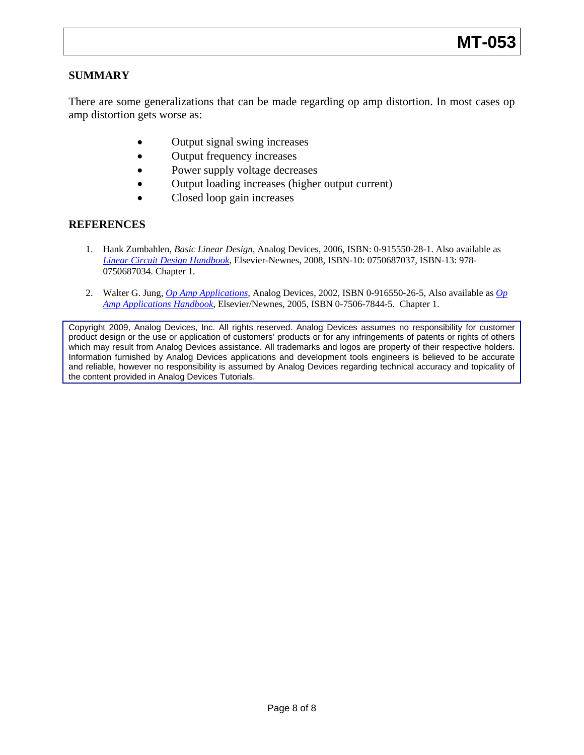## SUMMARY

There are some generalizations that can be made regarding op amp distortion. In most cases op amp distortion gets worse as:

- Output signal swing increases
- Output frequency increases
- Power supply voltage decreases
- Output loading increases (higher output current)
- Closed loop gain increases

## REFERENCES

1. Hank Zumbahlen, *Basic Linear Design*, Analog Devices, 2006, ISBN: 0-915550-28-1. Also available as *Linear Circuit Design Handbook*, Elsevier-Newnes, 2008, ISBN-10: 0750687037, ISBN-13: 978-0750687034. Chapter 1.

2. Walter G. Jung, *Op Amp Applications*, Analog Devices, 2002, ISBN 0-916550-26-5, Also available as *Op Amp Applications Handbook*, Elsevier/Newnes, 2005, ISBN 0-7506-7844-5. Chapter 1.

Copyright 2009, Analog Devices, Inc. All rights reserved. Analog Devices assumes no responsibility for customer product design or the use or application of customers' products or for any infringements of patents or rights of others which may result from Analog Devices assistance. All trademarks and logos are property of their respective holders. Information furnished by Analog Devices applications and development tools engineers is believed to be accurate and reliable, however no responsibility is assumed by Analog Devices regarding technical accuracy and topicality of the content provided in Analog Devices Tutorials.